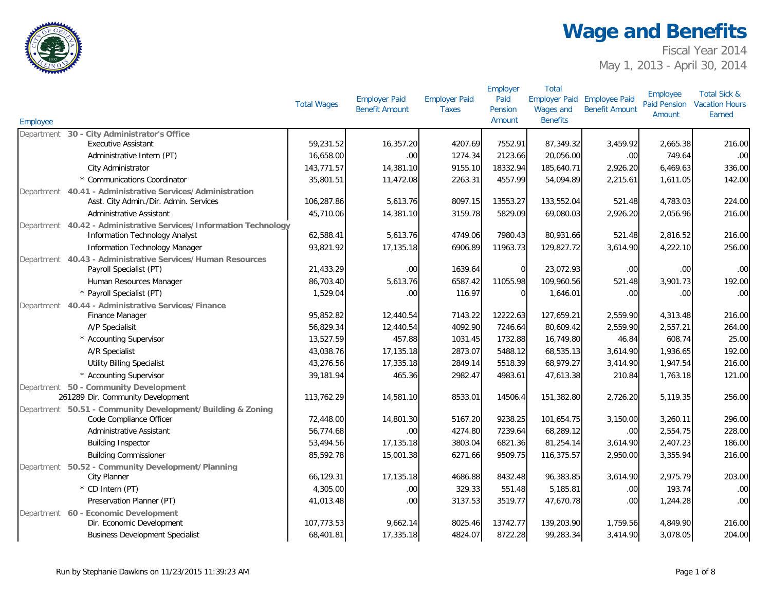# Wage and Benefits

Fiscal Year 2014

May 1, 2013 - April 30, 2014

| Employee | Total Wages | Employer Paid Benefit Amount | Employer Paid Taxes | Employer Paid Pension Amount | Total Employer Paid Wages and Benefits | Employee Paid Benefit Amount | Employee Paid Pension Amount | Total Sick & Vacation Hours Earned |
|---|---|---|---|---|---|---|---|---|
| Department **30 - City Administrator's Office** | | | | | | | | |
| Executive Assistant | 59,231.52 | 16,357.20 | 4207.69 | 7552.91 | 87,349.32 | 3,459.92 | 2,665.38 | 216.00 |
| Administrative Intern (PT) | 16,658.00 | .00 | 1274.34 | 2123.66 | 20,056.00 | .00 | 749.64 | .00 |
| City Administrator | 143,771.57 | 14,381.10 | 9155.10 | 18332.94 | 185,640.71 | 2,926.20 | 6,469.63 | 336.00 |
| * Communications Coordinator | 35,801.51 | 11,472.08 | 2263.31 | 4557.99 | 54,094.89 | 2,215.61 | 1,611.05 | 142.00 |
| Department **40.41 - Administrative Services/Administration** | | | | | | | | |
| Asst. City Admin./Dir. Admin. Services | 106,287.86 | 5,613.76 | 8097.15 | 13553.27 | 133,552.04 | 521.48 | 4,783.03 | 224.00 |
| Administrative Assistant | 45,710.06 | 14,381.10 | 3159.78 | 5829.09 | 69,080.03 | 2,926.20 | 2,056.96 | 216.00 |
| Department **40.42 - Administrative Services/Information Technology** | | | | | | | | |
| Information Technology Analyst | 62,588.41 | 5,613.76 | 4749.06 | 7980.43 | 80,931.66 | 521.48 | 2,816.52 | 216.00 |
| Information Technology Manager | 93,821.92 | 17,135.18 | 6906.89 | 11963.73 | 129,827.72 | 3,614.90 | 4,222.10 | 256.00 |
| Department **40.43 - Administrative Services/Human Resources** | | | | | | | | |
| Payroll Specialist (PT) | 21,433.29 | .00 | 1639.64 | 0 | 23,072.93 | .00 | .00 | .00 |
| Human Resources Manager | 86,703.40 | 5,613.76 | 6587.42 | 11055.98 | 109,960.56 | 521.48 | 3,901.73 | 192.00 |
| * Payroll Specialist (PT) | 1,529.04 | .00 | 116.97 | 0 | 1,646.01 | .00 | .00 | .00 |
| Department **40.44 - Administrative Services/Finance** | | | | | | | | |
| Finance Manager | 95,852.82 | 12,440.54 | 7143.22 | 12222.63 | 127,659.21 | 2,559.90 | 4,313.48 | 216.00 |
| A/P Specialisit | 56,829.34 | 12,440.54 | 4092.90 | 7246.64 | 80,609.42 | 2,559.90 | 2,557.21 | 264.00 |
| * Accounting Supervisor | 13,527.59 | 457.88 | 1031.45 | 1732.88 | 16,749.80 | 46.84 | 608.74 | 25.00 |
| A/R Specialist | 43,038.76 | 17,135.18 | 2873.07 | 5488.12 | 68,535.13 | 3,614.90 | 1,936.65 | 192.00 |
| Utility Billing Specialist | 43,276.56 | 17,335.18 | 2849.14 | 5518.39 | 68,979.27 | 3,414.90 | 1,947.54 | 216.00 |
| * Accounting Supervisor | 39,181.94 | 465.36 | 2982.47 | 4983.61 | 47,613.38 | 210.84 | 1,763.18 | 121.00 |
| Department **50 - Community Development** | | | | | | | | |
| 261289 Dir. Community Development | 113,762.29 | 14,581.10 | 8533.01 | 14506.4 | 151,382.80 | 2,726.20 | 5,119.35 | 256.00 |
| Department **50.51 - Community Development/Building & Zoning** | | | | | | | | |
| Code Compliance Officer | 72,448.00 | 14,801.30 | 5167.20 | 9238.25 | 101,654.75 | 3,150.00 | 3,260.11 | 296.00 |
| Administrative Assistant | 56,774.68 | .00 | 4274.80 | 7239.64 | 68,289.12 | .00 | 2,554.75 | 228.00 |
| Building Inspector | 53,494.56 | 17,135.18 | 3803.04 | 6821.36 | 81,254.14 | 3,614.90 | 2,407.23 | 186.00 |
| Building Commissioner | 85,592.78 | 15,001.38 | 6271.66 | 9509.75 | 116,375.57 | 2,950.00 | 3,355.94 | 216.00 |
| Department **50.52 - Community Development/Planning** | | | | | | | | |
| City Planner | 66,129.31 | 17,135.18 | 4686.88 | 8432.48 | 96,383.85 | 3,614.90 | 2,975.79 | 203.00 |
| * CD Intern (PT) | 4,305.00 | .00 | 329.33 | 551.48 | 5,185.81 | .00 | 193.74 | .00 |
| Preservation Planner (PT) | 41,013.48 | .00 | 3137.53 | 3519.77 | 47,670.78 | .00 | 1,244.28 | .00 |
| Department **60 - Economic Development** | | | | | | | | |
| Dir. Economic Development | 107,773.53 | 9,662.14 | 8025.46 | 13742.77 | 139,203.90 | 1,759.56 | 4,849.90 | 216.00 |
| Business Development Specialist | 68,401.81 | 17,335.18 | 4824.07 | 8722.28 | 99,283.34 | 3,414.90 | 3,078.05 | 204.00 |

Run by Stephanie Dawkins on 11/23/2015 11:39:23 AM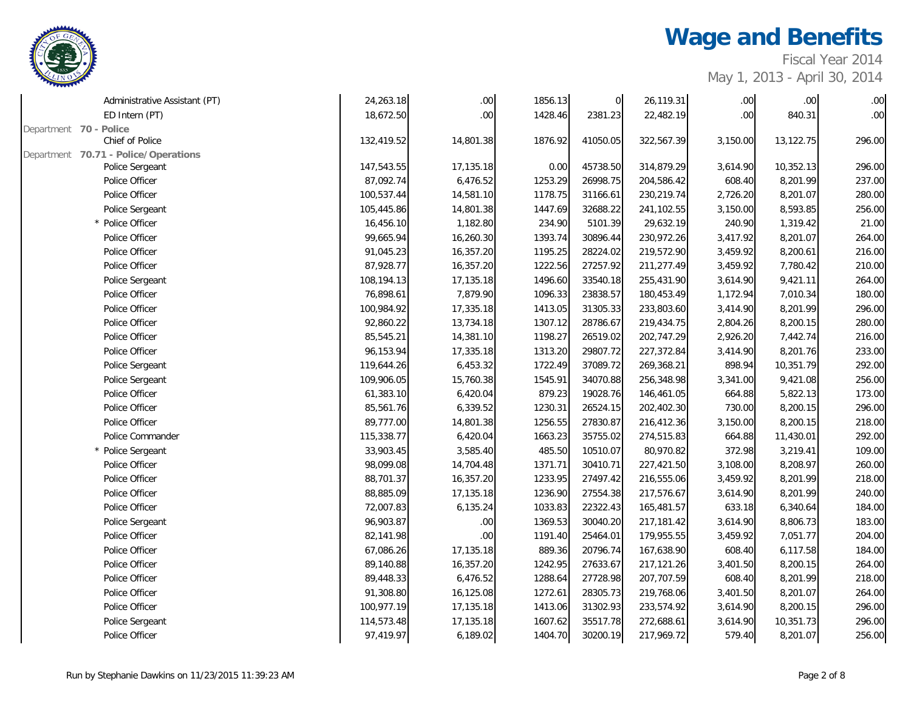# Wage and Benefits

Fiscal Year 2014
May 1, 2013 - April 30, 2014

| Position | | | | | | | | |
|---|---|---|---|---|---|---|---|---|
| Administrative Assistant (PT) | 24,263.18 | .00 | 1856.13 | 0 | 26,119.31 | .00 | .00 | .00 |
| ED Intern (PT) | 18,672.50 | .00 | 1428.46 | 2381.23 | 22,482.19 | .00 | 840.31 | .00 |
| **Department 70 - Police** | | | | | | | | |
| Chief of Police | 132,419.52 | 14,801.38 | 1876.92 | 41050.05 | 322,567.39 | 3,150.00 | 13,122.75 | 296.00 |
| **Department 70.71 - Police/Operations** | | | | | | | | |
| Police Sergeant | 147,543.55 | 17,135.18 | 0.00 | 45738.50 | 314,879.29 | 3,614.90 | 10,352.13 | 296.00 |
| Police Officer | 87,092.74 | 6,476.52 | 1253.29 | 26998.75 | 204,586.42 | 608.40 | 8,201.99 | 237.00 |
| Police Officer | 100,537.44 | 14,581.10 | 1178.75 | 31166.61 | 230,219.74 | 2,726.20 | 8,201.07 | 280.00 |
| Police Sergeant | 105,445.86 | 14,801.38 | 1447.69 | 32688.22 | 241,102.55 | 3,150.00 | 8,593.85 | 256.00 |
| * Police Officer | 16,456.10 | 1,182.80 | 234.90 | 5101.39 | 29,632.19 | 240.90 | 1,319.42 | 21.00 |
| Police Officer | 99,665.94 | 16,260.30 | 1393.74 | 30896.44 | 230,972.26 | 3,417.92 | 8,201.07 | 264.00 |
| Police Officer | 91,045.23 | 16,357.20 | 1195.25 | 28224.02 | 219,572.90 | 3,459.92 | 8,200.61 | 216.00 |
| Police Officer | 87,928.77 | 16,357.20 | 1222.56 | 27257.92 | 211,277.49 | 3,459.92 | 7,780.42 | 210.00 |
| Police Sergeant | 108,194.13 | 17,135.18 | 1496.60 | 33540.18 | 255,431.90 | 3,614.90 | 9,421.11 | 264.00 |
| Police Officer | 76,898.61 | 7,879.90 | 1096.33 | 23838.57 | 180,453.49 | 1,172.94 | 7,010.34 | 180.00 |
| Police Officer | 100,984.92 | 17,335.18 | 1413.05 | 31305.33 | 233,803.60 | 3,414.90 | 8,201.99 | 296.00 |
| Police Officer | 92,860.22 | 13,734.18 | 1307.12 | 28786.67 | 219,434.75 | 2,804.26 | 8,200.15 | 280.00 |
| Police Officer | 85,545.21 | 14,381.10 | 1198.27 | 26519.02 | 202,747.29 | 2,926.20 | 7,442.74 | 216.00 |
| Police Officer | 96,153.94 | 17,335.18 | 1313.20 | 29807.72 | 227,372.84 | 3,414.90 | 8,201.76 | 233.00 |
| Police Sergeant | 119,644.26 | 6,453.32 | 1722.49 | 37089.72 | 269,368.21 | 898.94 | 10,351.79 | 292.00 |
| Police Sergeant | 109,906.05 | 15,760.38 | 1545.91 | 34070.88 | 256,348.98 | 3,341.00 | 9,421.08 | 256.00 |
| Police Officer | 61,383.10 | 6,420.04 | 879.23 | 19028.76 | 146,461.05 | 664.88 | 5,822.13 | 173.00 |
| Police Officer | 85,561.76 | 6,339.52 | 1230.31 | 26524.15 | 202,402.30 | 730.00 | 8,200.15 | 296.00 |
| Police Officer | 89,777.00 | 14,801.38 | 1256.55 | 27830.87 | 216,412.36 | 3,150.00 | 8,200.15 | 218.00 |
| Police Commander | 115,338.77 | 6,420.04 | 1663.23 | 35755.02 | 274,515.83 | 664.88 | 11,430.01 | 292.00 |
| * Police Sergeant | 33,903.45 | 3,585.40 | 485.50 | 10510.07 | 80,970.82 | 372.98 | 3,219.41 | 109.00 |
| Police Officer | 98,099.08 | 14,704.48 | 1371.71 | 30410.71 | 227,421.50 | 3,108.00 | 8,208.97 | 260.00 |
| Police Officer | 88,701.37 | 16,357.20 | 1233.95 | 27497.42 | 216,555.06 | 3,459.92 | 8,201.99 | 218.00 |
| Police Officer | 88,885.09 | 17,135.18 | 1236.90 | 27554.38 | 217,576.67 | 3,614.90 | 8,201.99 | 240.00 |
| Police Officer | 72,007.83 | 6,135.24 | 1033.83 | 22322.43 | 165,481.57 | 633.18 | 6,340.64 | 184.00 |
| Police Sergeant | 96,903.87 | .00 | 1369.53 | 30040.20 | 217,181.42 | 3,614.90 | 8,806.73 | 183.00 |
| Police Officer | 82,141.98 | .00 | 1191.40 | 25464.01 | 179,955.55 | 3,459.92 | 7,051.77 | 204.00 |
| Police Officer | 67,086.26 | 17,135.18 | 889.36 | 20796.74 | 167,638.90 | 608.40 | 6,117.58 | 184.00 |
| Police Officer | 89,140.88 | 16,357.20 | 1242.95 | 27633.67 | 217,121.26 | 3,401.50 | 8,200.15 | 264.00 |
| Police Officer | 89,448.33 | 6,476.52 | 1288.64 | 27728.98 | 207,707.59 | 608.40 | 8,201.99 | 218.00 |
| Police Officer | 91,308.80 | 16,125.08 | 1272.61 | 28305.73 | 219,768.06 | 3,401.50 | 8,201.07 | 264.00 |
| Police Officer | 100,977.19 | 17,135.18 | 1413.06 | 31302.93 | 233,574.92 | 3,614.90 | 8,200.15 | 296.00 |
| Police Sergeant | 114,573.48 | 17,135.18 | 1607.62 | 35517.78 | 272,688.61 | 3,614.90 | 10,351.73 | 296.00 |
| Police Officer | 97,419.97 | 6,189.02 | 1404.70 | 30200.19 | 217,969.72 | 579.40 | 8,201.07 | 256.00 |

Run by Stephanie Dawkins on 11/23/2015 11:39:23 AM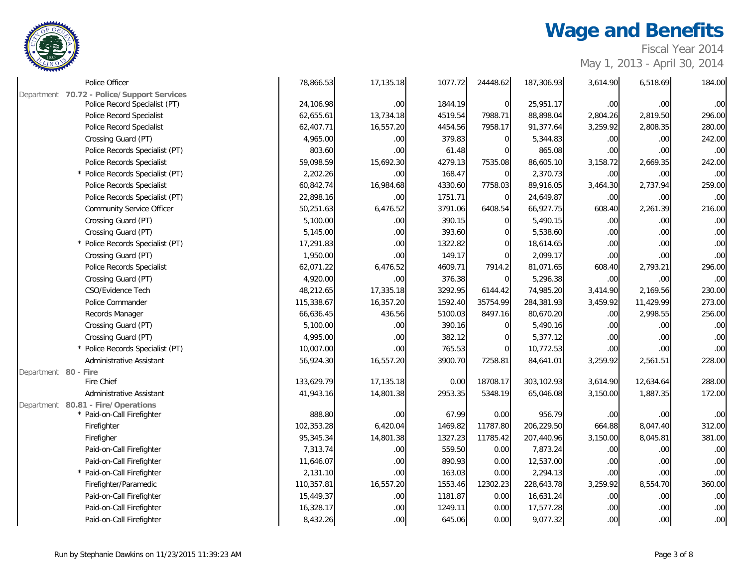# Wage and Benefits

Fiscal Year 2014

May 1, 2013 - April 30, 2014

| | | | | | | | | |
|---|---|---|---|---|---|---|---|---|
| | Police Officer | 78,866.53 | 17,135.18 | 1077.72 | 24448.62 | 187,306.93 | 3,614.90 | 6,518.69 | 184.00 |
| Department 70.72 - Police/Support Services | | | | | | | | | |
| | Police Record Specialist (PT) | 24,106.98 | .00 | 1844.19 | 0 | 25,951.17 | .00 | .00 | .00 |
| | Police Record Specialist | 62,655.61 | 13,734.18 | 4519.54 | 7988.71 | 88,898.04 | 2,804.26 | 2,819.50 | 296.00 |
| | Police Record Specialist | 62,407.71 | 16,557.20 | 4454.56 | 7958.17 | 91,377.64 | 3,259.92 | 2,808.35 | 280.00 |
| | Crossing Guard (PT) | 4,965.00 | .00 | 379.83 | 0 | 5,344.83 | .00 | .00 | 242.00 |
| | Police Records Specialist (PT) | 803.60 | .00 | 61.48 | 0 | 865.08 | .00 | .00 | .00 |
| | Police Records Specialist | 59,098.59 | 15,692.30 | 4279.13 | 7535.08 | 86,605.10 | 3,158.72 | 2,669.35 | 242.00 |
| | * Police Records Specialist (PT) | 2,202.26 | .00 | 168.47 | 0 | 2,370.73 | .00 | .00 | .00 |
| | Police Records Specialist | 60,842.74 | 16,984.68 | 4330.60 | 7758.03 | 89,916.05 | 3,464.30 | 2,737.94 | 259.00 |
| | Police Records Specialist (PT) | 22,898.16 | .00 | 1751.71 | 0 | 24,649.87 | .00 | .00 | .00 |
| | Community Service Officer | 50,251.63 | 6,476.52 | 3791.06 | 6408.54 | 66,927.75 | 608.40 | 2,261.39 | 216.00 |
| | Crossing Guard (PT) | 5,100.00 | .00 | 390.15 | 0 | 5,490.15 | .00 | .00 | .00 |
| | Crossing Guard (PT) | 5,145.00 | .00 | 393.60 | 0 | 5,538.60 | .00 | .00 | .00 |
| | * Police Records Specialist (PT) | 17,291.83 | .00 | 1322.82 | 0 | 18,614.65 | .00 | .00 | .00 |
| | Crossing Guard (PT) | 1,950.00 | .00 | 149.17 | 0 | 2,099.17 | .00 | .00 | .00 |
| | Police Records Specialist | 62,071.22 | 6,476.52 | 4609.71 | 7914.2 | 81,071.65 | 608.40 | 2,793.21 | 296.00 |
| | Crossing Guard (PT) | 4,920.00 | .00 | 376.38 | 0 | 5,296.38 | .00 | .00 | .00 |
| | CSO/Evidence Tech | 48,212.65 | 17,335.18 | 3292.95 | 6144.42 | 74,985.20 | 3,414.90 | 2,169.56 | 230.00 |
| | Police Commander | 115,338.67 | 16,357.20 | 1592.40 | 35754.99 | 284,381.93 | 3,459.92 | 11,429.99 | 273.00 |
| | Records Manager | 66,636.45 | 436.56 | 5100.03 | 8497.16 | 80,670.20 | .00 | 2,998.55 | 256.00 |
| | Crossing Guard (PT) | 5,100.00 | .00 | 390.16 | 0 | 5,490.16 | .00 | .00 | .00 |
| | Crossing Guard (PT) | 4,995.00 | .00 | 382.12 | 0 | 5,377.12 | .00 | .00 | .00 |
| | * Police Records Specialist (PT) | 10,007.00 | .00 | 765.53 | 0 | 10,772.53 | .00 | .00 | .00 |
| | Administrative Assistant | 56,924.30 | 16,557.20 | 3900.70 | 7258.81 | 84,641.01 | 3,259.92 | 2,561.51 | 228.00 |
| Department 80 - Fire | | | | | | | | | |
| | Fire Chief | 133,629.79 | 17,135.18 | 0.00 | 18708.17 | 303,102.93 | 3,614.90 | 12,634.64 | 288.00 |
| | Administrative Assistant | 41,943.16 | 14,801.38 | 2953.35 | 5348.19 | 65,046.08 | 3,150.00 | 1,887.35 | 172.00 |
| Department 80.81 - Fire/Operations | | | | | | | | | |
| | * Paid-on-Call Firefighter | 888.80 | .00 | 67.99 | 0.00 | 956.79 | .00 | .00 | .00 |
| | Firefighter | 102,353.28 | 6,420.04 | 1469.82 | 11787.80 | 206,229.50 | 664.88 | 8,047.40 | 312.00 |
| | Firefigher | 95,345.34 | 14,801.38 | 1327.23 | 11785.42 | 207,440.96 | 3,150.00 | 8,045.81 | 381.00 |
| | Paid-on-Call Firefighter | 7,313.74 | .00 | 559.50 | 0.00 | 7,873.24 | .00 | .00 | .00 |
| | Paid-on-Call Firefighter | 11,646.07 | .00 | 890.93 | 0.00 | 12,537.00 | .00 | .00 | .00 |
| | * Paid-on-Call Firefighter | 2,131.10 | .00 | 163.03 | 0.00 | 2,294.13 | .00 | .00 | .00 |
| | Firefighter/Paramedic | 110,357.81 | 16,557.20 | 1553.46 | 12302.23 | 228,643.78 | 3,259.92 | 8,554.70 | 360.00 |
| | Paid-on-Call Firefighter | 15,449.37 | .00 | 1181.87 | 0.00 | 16,631.24 | .00 | .00 | .00 |
| | Paid-on-Call Firefighter | 16,328.17 | .00 | 1249.11 | 0.00 | 17,577.28 | .00 | .00 | .00 |
| | Paid-on-Call Firefighter | 8,432.26 | .00 | 645.06 | 0.00 | 9,077.32 | .00 | .00 | .00 |

Run by Stephanie Dawkins on 11/23/2015 11:39:23 AM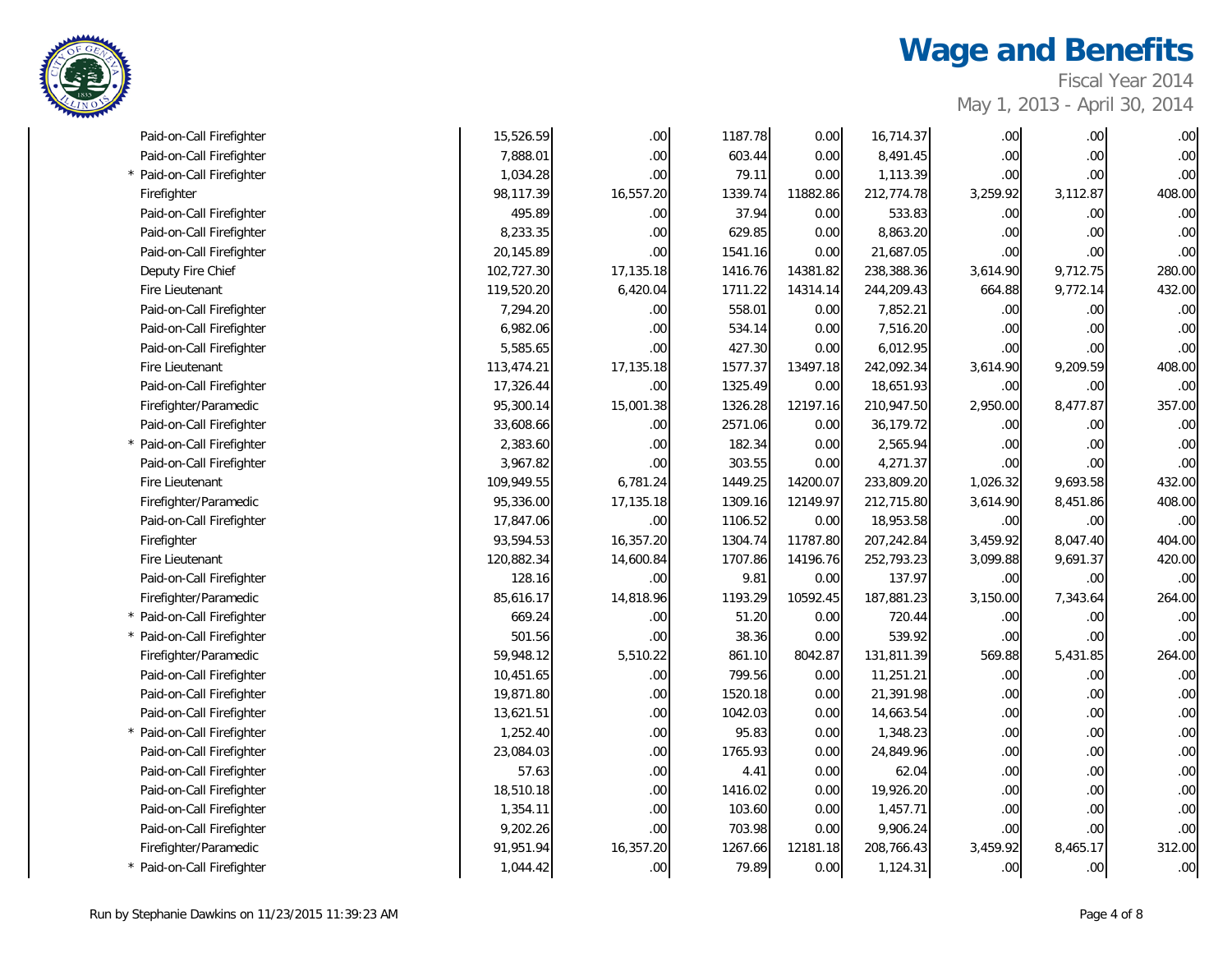# Wage and Benefits

Fiscal Year 2014
May 1, 2013 - April 30, 2014

| | | | | | | | | |
|---|---|---|---|---|---|---|---|---|
| | Paid-on-Call Firefighter | 15,526.59 | .00 | 1187.78 | 0.00 | 16,714.37 | .00 | .00 | .00 |
| | Paid-on-Call Firefighter | 7,888.01 | .00 | 603.44 | 0.00 | 8,491.45 | .00 | .00 | .00 |
| * | Paid-on-Call Firefighter | 1,034.28 | .00 | 79.11 | 0.00 | 1,113.39 | .00 | .00 | .00 |
| | Firefighter | 98,117.39 | 16,557.20 | 1339.74 | 11882.86 | 212,774.78 | 3,259.92 | 3,112.87 | 408.00 |
| | Paid-on-Call Firefighter | 495.89 | .00 | 37.94 | 0.00 | 533.83 | .00 | .00 | .00 |
| | Paid-on-Call Firefighter | 8,233.35 | .00 | 629.85 | 0.00 | 8,863.20 | .00 | .00 | .00 |
| | Paid-on-Call Firefighter | 20,145.89 | .00 | 1541.16 | 0.00 | 21,687.05 | .00 | .00 | .00 |
| | Deputy Fire Chief | 102,727.30 | 17,135.18 | 1416.76 | 14381.82 | 238,388.36 | 3,614.90 | 9,712.75 | 280.00 |
| | Fire Lieutenant | 119,520.20 | 6,420.04 | 1711.22 | 14314.14 | 244,209.43 | 664.88 | 9,772.14 | 432.00 |
| | Paid-on-Call Firefighter | 7,294.20 | .00 | 558.01 | 0.00 | 7,852.21 | .00 | .00 | .00 |
| | Paid-on-Call Firefighter | 6,982.06 | .00 | 534.14 | 0.00 | 7,516.20 | .00 | .00 | .00 |
| | Paid-on-Call Firefighter | 5,585.65 | .00 | 427.30 | 0.00 | 6,012.95 | .00 | .00 | .00 |
| | Fire Lieutenant | 113,474.21 | 17,135.18 | 1577.37 | 13497.18 | 242,092.34 | 3,614.90 | 9,209.59 | 408.00 |
| | Paid-on-Call Firefighter | 17,326.44 | .00 | 1325.49 | 0.00 | 18,651.93 | .00 | .00 | .00 |
| | Firefighter/Paramedic | 95,300.14 | 15,001.38 | 1326.28 | 12197.16 | 210,947.50 | 2,950.00 | 8,477.87 | 357.00 |
| | Paid-on-Call Firefighter | 33,608.66 | .00 | 2571.06 | 0.00 | 36,179.72 | .00 | .00 | .00 |
| * | Paid-on-Call Firefighter | 2,383.60 | .00 | 182.34 | 0.00 | 2,565.94 | .00 | .00 | .00 |
| | Paid-on-Call Firefighter | 3,967.82 | .00 | 303.55 | 0.00 | 4,271.37 | .00 | .00 | .00 |
| | Fire Lieutenant | 109,949.55 | 6,781.24 | 1449.25 | 14200.07 | 233,809.20 | 1,026.32 | 9,693.58 | 432.00 |
| | Firefighter/Paramedic | 95,336.00 | 17,135.18 | 1309.16 | 12149.97 | 212,715.80 | 3,614.90 | 8,451.86 | 408.00 |
| | Paid-on-Call Firefighter | 17,847.06 | .00 | 1106.52 | 0.00 | 18,953.58 | .00 | .00 | .00 |
| | Firefighter | 93,594.53 | 16,357.20 | 1304.74 | 11787.80 | 207,242.84 | 3,459.92 | 8,047.40 | 404.00 |
| | Fire Lieutenant | 120,882.34 | 14,600.84 | 1707.86 | 14196.76 | 252,793.23 | 3,099.88 | 9,691.37 | 420.00 |
| | Paid-on-Call Firefighter | 128.16 | .00 | 9.81 | 0.00 | 137.97 | .00 | .00 | .00 |
| | Firefighter/Paramedic | 85,616.17 | 14,818.96 | 1193.29 | 10592.45 | 187,881.23 | 3,150.00 | 7,343.64 | 264.00 |
| * | Paid-on-Call Firefighter | 669.24 | .00 | 51.20 | 0.00 | 720.44 | .00 | .00 | .00 |
| * | Paid-on-Call Firefighter | 501.56 | .00 | 38.36 | 0.00 | 539.92 | .00 | .00 | .00 |
| | Firefighter/Paramedic | 59,948.12 | 5,510.22 | 861.10 | 8042.87 | 131,811.39 | 569.88 | 5,431.85 | 264.00 |
| | Paid-on-Call Firefighter | 10,451.65 | .00 | 799.56 | 0.00 | 11,251.21 | .00 | .00 | .00 |
| | Paid-on-Call Firefighter | 19,871.80 | .00 | 1520.18 | 0.00 | 21,391.98 | .00 | .00 | .00 |
| | Paid-on-Call Firefighter | 13,621.51 | .00 | 1042.03 | 0.00 | 14,663.54 | .00 | .00 | .00 |
| * | Paid-on-Call Firefighter | 1,252.40 | .00 | 95.83 | 0.00 | 1,348.23 | .00 | .00 | .00 |
| | Paid-on-Call Firefighter | 23,084.03 | .00 | 1765.93 | 0.00 | 24,849.96 | .00 | .00 | .00 |
| | Paid-on-Call Firefighter | 57.63 | .00 | 4.41 | 0.00 | 62.04 | .00 | .00 | .00 |
| | Paid-on-Call Firefighter | 18,510.18 | .00 | 1416.02 | 0.00 | 19,926.20 | .00 | .00 | .00 |
| | Paid-on-Call Firefighter | 1,354.11 | .00 | 103.60 | 0.00 | 1,457.71 | .00 | .00 | .00 |
| | Paid-on-Call Firefighter | 9,202.26 | .00 | 703.98 | 0.00 | 9,906.24 | .00 | .00 | .00 |
| | Firefighter/Paramedic | 91,951.94 | 16,357.20 | 1267.66 | 12181.18 | 208,766.43 | 3,459.92 | 8,465.17 | 312.00 |
| * | Paid-on-Call Firefighter | 1,044.42 | .00 | 79.89 | 0.00 | 1,124.31 | .00 | .00 | .00 |

Run by Stephanie Dawkins on 11/23/2015 11:39:23 AM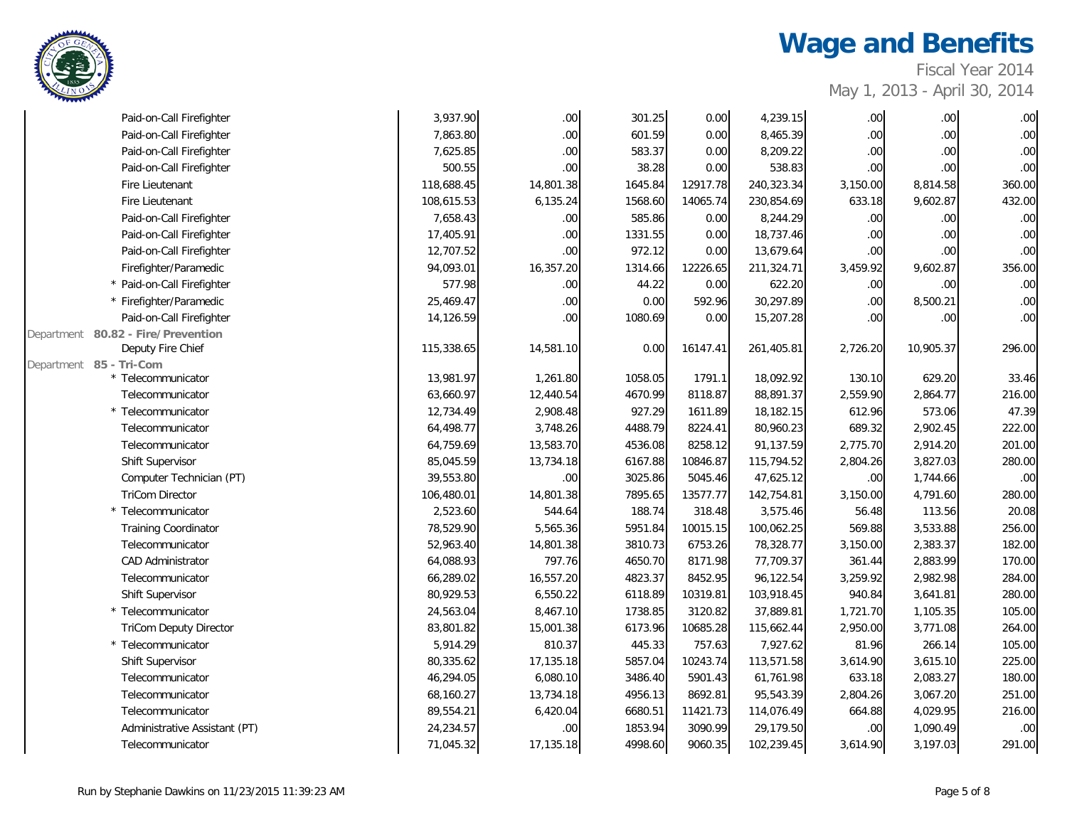# Wage and Benefits

Fiscal Year 2014
May 1, 2013 - April 30, 2014

| | | | | | | | | |
|---|---|---|---|---|---|---|---|---|
| Paid-on-Call Firefighter | 3,937.90 | .00 | 301.25 | 0.00 | 4,239.15 | .00 | .00 | .00 |
| Paid-on-Call Firefighter | 7,863.80 | .00 | 601.59 | 0.00 | 8,465.39 | .00 | .00 | .00 |
| Paid-on-Call Firefighter | 7,625.85 | .00 | 583.37 | 0.00 | 8,209.22 | .00 | .00 | .00 |
| Paid-on-Call Firefighter | 500.55 | .00 | 38.28 | 0.00 | 538.83 | .00 | .00 | .00 |
| Fire Lieutenant | 118,688.45 | 14,801.38 | 1645.84 | 12917.78 | 240,323.34 | 3,150.00 | 8,814.58 | 360.00 |
| Fire Lieutenant | 108,615.53 | 6,135.24 | 1568.60 | 14065.74 | 230,854.69 | 633.18 | 9,602.87 | 432.00 |
| Paid-on-Call Firefighter | 7,658.43 | .00 | 585.86 | 0.00 | 8,244.29 | .00 | .00 | .00 |
| Paid-on-Call Firefighter | 17,405.91 | .00 | 1331.55 | 0.00 | 18,737.46 | .00 | .00 | .00 |
| Paid-on-Call Firefighter | 12,707.52 | .00 | 972.12 | 0.00 | 13,679.64 | .00 | .00 | .00 |
| Firefighter/Paramedic | 94,093.01 | 16,357.20 | 1314.66 | 12226.65 | 211,324.71 | 3,459.92 | 9,602.87 | 356.00 |
| * Paid-on-Call Firefighter | 577.98 | .00 | 44.22 | 0.00 | 622.20 | .00 | .00 | .00 |
| * Firefighter/Paramedic | 25,469.47 | .00 | 0.00 | 592.96 | 30,297.89 | .00 | 8,500.21 | .00 |
| Paid-on-Call Firefighter | 14,126.59 | .00 | 1080.69 | 0.00 | 15,207.28 | .00 | .00 | .00 |
| Department **80.82 - Fire/Prevention** | | | | | | | | |
| Deputy Fire Chief | 115,338.65 | 14,581.10 | 0.00 | 16147.41 | 261,405.81 | 2,726.20 | 10,905.37 | 296.00 |
| Department **85 - Tri-Com** | | | | | | | | |
| * Telecommunicator | 13,981.97 | 1,261.80 | 1058.05 | 1791.1 | 18,092.92 | 130.10 | 629.20 | 33.46 |
| Telecommunicator | 63,660.97 | 12,440.54 | 4670.99 | 8118.87 | 88,891.37 | 2,559.90 | 2,864.77 | 216.00 |
| * Telecommunicator | 12,734.49 | 2,908.48 | 927.29 | 1611.89 | 18,182.15 | 612.96 | 573.06 | 47.39 |
| Telecommunicator | 64,498.77 | 3,748.26 | 4488.79 | 8224.41 | 80,960.23 | 689.32 | 2,902.45 | 222.00 |
| Telecommunicator | 64,759.69 | 13,583.70 | 4536.08 | 8258.12 | 91,137.59 | 2,775.70 | 2,914.20 | 201.00 |
| Shift Supervisor | 85,045.59 | 13,734.18 | 6167.88 | 10846.87 | 115,794.52 | 2,804.26 | 3,827.03 | 280.00 |
| Computer Technician (PT) | 39,553.80 | .00 | 3025.86 | 5045.46 | 47,625.12 | .00 | 1,744.66 | .00 |
| TriCom Director | 106,480.01 | 14,801.38 | 7895.65 | 13577.77 | 142,754.81 | 3,150.00 | 4,791.60 | 280.00 |
| * Telecommunicator | 2,523.60 | 544.64 | 188.74 | 318.48 | 3,575.46 | 56.48 | 113.56 | 20.08 |
| Training Coordinator | 78,529.90 | 5,565.36 | 5951.84 | 10015.15 | 100,062.25 | 569.88 | 3,533.88 | 256.00 |
| Telecommunicator | 52,963.40 | 14,801.38 | 3810.73 | 6753.26 | 78,328.77 | 3,150.00 | 2,383.37 | 182.00 |
| CAD Administrator | 64,088.93 | 797.76 | 4650.70 | 8171.98 | 77,709.37 | 361.44 | 2,883.99 | 170.00 |
| Telecommunicator | 66,289.02 | 16,557.20 | 4823.37 | 8452.95 | 96,122.54 | 3,259.92 | 2,982.98 | 284.00 |
| Shift Supervisor | 80,929.53 | 6,550.22 | 6118.89 | 10319.81 | 103,918.45 | 940.84 | 3,641.81 | 280.00 |
| * Telecommunicator | 24,563.04 | 8,467.10 | 1738.85 | 3120.82 | 37,889.81 | 1,721.70 | 1,105.35 | 105.00 |
| TriCom Deputy Director | 83,801.82 | 15,001.38 | 6173.96 | 10685.28 | 115,662.44 | 2,950.00 | 3,771.08 | 264.00 |
| * Telecommunicator | 5,914.29 | 810.37 | 445.33 | 757.63 | 7,927.62 | 81.96 | 266.14 | 105.00 |
| Shift Supervisor | 80,335.62 | 17,135.18 | 5857.04 | 10243.74 | 113,571.58 | 3,614.90 | 3,615.10 | 225.00 |
| Telecommunicator | 46,294.05 | 6,080.10 | 3486.40 | 5901.43 | 61,761.98 | 633.18 | 2,083.27 | 180.00 |
| Telecommunicator | 68,160.27 | 13,734.18 | 4956.13 | 8692.81 | 95,543.39 | 2,804.26 | 3,067.20 | 251.00 |
| Telecommunicator | 89,554.21 | 6,420.04 | 6680.51 | 11421.73 | 114,076.49 | 664.88 | 4,029.95 | 216.00 |
| Administrative Assistant (PT) | 24,234.57 | .00 | 1853.94 | 3090.99 | 29,179.50 | .00 | 1,090.49 | .00 |
| Telecommunicator | 71,045.32 | 17,135.18 | 4998.60 | 9060.35 | 102,239.45 | 3,614.90 | 3,197.03 | 291.00 |

Run by Stephanie Dawkins on 11/23/2015 11:39:23 AM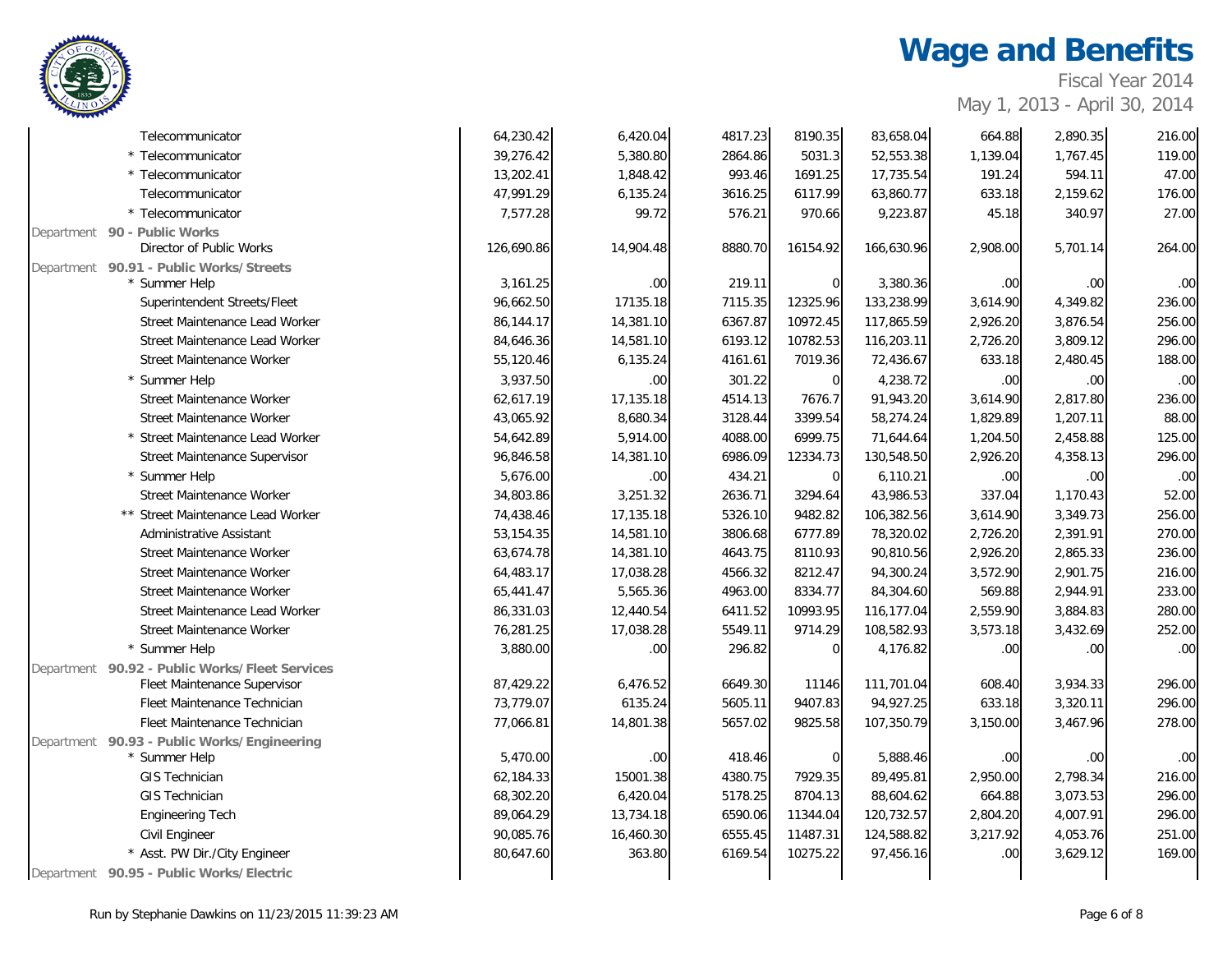# Wage and Benefits

Fiscal Year 2014

May 1, 2013 - April 30, 2014

| | | | | | | | | |
|---|---|---|---|---|---|---|---|---|
| | Telecommunicator | 64,230.42 | 6,420.04 | 4817.23 | 8190.35 | 83,658.04 | 664.88 | 2,890.35 | 216.00 |
| | * Telecommunicator | 39,276.42 | 5,380.80 | 2864.86 | 5031.3 | 52,553.38 | 1,139.04 | 1,767.45 | 119.00 |
| | * Telecommunicator | 13,202.41 | 1,848.42 | 993.46 | 1691.25 | 17,735.54 | 191.24 | 594.11 | 47.00 |
| | Telecommunicator | 47,991.29 | 6,135.24 | 3616.25 | 6117.99 | 63,860.77 | 633.18 | 2,159.62 | 176.00 |
| | * Telecommunicator | 7,577.28 | 99.72 | 576.21 | 970.66 | 9,223.87 | 45.18 | 340.97 | 27.00 |
| Department | **90 - Public Works** | | | | | | | | |
| | Director of Public Works | 126,690.86 | 14,904.48 | 8880.70 | 16154.92 | 166,630.96 | 2,908.00 | 5,701.14 | 264.00 |
| Department | **90.91 - Public Works/Streets** | | | | | | | | |
| | * Summer Help | 3,161.25 | .00 | 219.11 | 0 | 3,380.36 | .00 | .00 | .00 |
| | Superintendent Streets/Fleet | 96,662.50 | 17135.18 | 7115.35 | 12325.96 | 133,238.99 | 3,614.90 | 4,349.82 | 236.00 |
| | Street Maintenance Lead Worker | 86,144.17 | 14,381.10 | 6367.87 | 10972.45 | 117,865.59 | 2,926.20 | 3,876.54 | 256.00 |
| | Street Maintenance Lead Worker | 84,646.36 | 14,581.10 | 6193.12 | 10782.53 | 116,203.11 | 2,726.20 | 3,809.12 | 296.00 |
| | Street Maintenance Worker | 55,120.46 | 6,135.24 | 4161.61 | 7019.36 | 72,436.67 | 633.18 | 2,480.45 | 188.00 |
| | * Summer Help | 3,937.50 | .00 | 301.22 | 0 | 4,238.72 | .00 | .00 | .00 |
| | Street Maintenance Worker | 62,617.19 | 17,135.18 | 4514.13 | 7676.7 | 91,943.20 | 3,614.90 | 2,817.80 | 236.00 |
| | Street Maintenance Worker | 43,065.92 | 8,680.34 | 3128.44 | 3399.54 | 58,274.24 | 1,829.89 | 1,207.11 | 88.00 |
| | * Street Maintenance Lead Worker | 54,642.89 | 5,914.00 | 4088.00 | 6999.75 | 71,644.64 | 1,204.50 | 2,458.88 | 125.00 |
| | Street Maintenance Supervisor | 96,846.58 | 14,381.10 | 6986.09 | 12334.73 | 130,548.50 | 2,926.20 | 4,358.13 | 296.00 |
| | * Summer Help | 5,676.00 | .00 | 434.21 | 0 | 6,110.21 | .00 | .00 | .00 |
| | Street Maintenance Worker | 34,803.86 | 3,251.32 | 2636.71 | 3294.64 | 43,986.53 | 337.04 | 1,170.43 | 52.00 |
| | ** Street Maintenance Lead Worker | 74,438.46 | 17,135.18 | 5326.10 | 9482.82 | 106,382.56 | 3,614.90 | 3,349.73 | 256.00 |
| | Administrative Assistant | 53,154.35 | 14,581.10 | 3806.68 | 6777.89 | 78,320.02 | 2,726.20 | 2,391.91 | 270.00 |
| | Street Maintenance Worker | 63,674.78 | 14,381.10 | 4643.75 | 8110.93 | 90,810.56 | 2,926.20 | 2,865.33 | 236.00 |
| | Street Maintenance Worker | 64,483.17 | 17,038.28 | 4566.32 | 8212.47 | 94,300.24 | 3,572.90 | 2,901.75 | 216.00 |
| | Street Maintenance Worker | 65,441.47 | 5,565.36 | 4963.00 | 8334.77 | 84,304.60 | 569.88 | 2,944.91 | 233.00 |
| | Street Maintenance Lead Worker | 86,331.03 | 12,440.54 | 6411.52 | 10993.95 | 116,177.04 | 2,559.90 | 3,884.83 | 280.00 |
| | Street Maintenance Worker | 76,281.25 | 17,038.28 | 5549.11 | 9714.29 | 108,582.93 | 3,573.18 | 3,432.69 | 252.00 |
| | * Summer Help | 3,880.00 | .00 | 296.82 | 0 | 4,176.82 | .00 | .00 | .00 |
| Department | **90.92 - Public Works/Fleet Services** | | | | | | | | |
| | Fleet Maintenance Supervisor | 87,429.22 | 6,476.52 | 6649.30 | 11146 | 111,701.04 | 608.40 | 3,934.33 | 296.00 |
| | Fleet Maintenance Technician | 73,779.07 | 6135.24 | 5605.11 | 9407.83 | 94,927.25 | 633.18 | 3,320.11 | 296.00 |
| | Fleet Maintenance Technician | 77,066.81 | 14,801.38 | 5657.02 | 9825.58 | 107,350.79 | 3,150.00 | 3,467.96 | 278.00 |
| Department | **90.93 - Public Works/Engineering** | | | | | | | | |
| | * Summer Help | 5,470.00 | .00 | 418.46 | 0 | 5,888.46 | .00 | .00 | .00 |
| | GIS Technician | 62,184.33 | 15001.38 | 4380.75 | 7929.35 | 89,495.81 | 2,950.00 | 2,798.34 | 216.00 |
| | GIS Technician | 68,302.20 | 6,420.04 | 5178.25 | 8704.13 | 88,604.62 | 664.88 | 3,073.53 | 296.00 |
| | Engineering Tech | 89,064.29 | 13,734.18 | 6590.06 | 11344.04 | 120,732.57 | 2,804.20 | 4,007.91 | 296.00 |
| | Civil Engineer | 90,085.76 | 16,460.30 | 6555.45 | 11487.31 | 124,588.82 | 3,217.92 | 4,053.76 | 251.00 |
| | * Asst. PW Dir./City Engineer | 80,647.60 | 363.80 | 6169.54 | 10275.22 | 97,456.16 | .00 | 3,629.12 | 169.00 |
| Department | **90.95 - Public Works/Electric** | | | | | | | | |

Run by Stephanie Dawkins on 11/23/2015 11:39:23 AM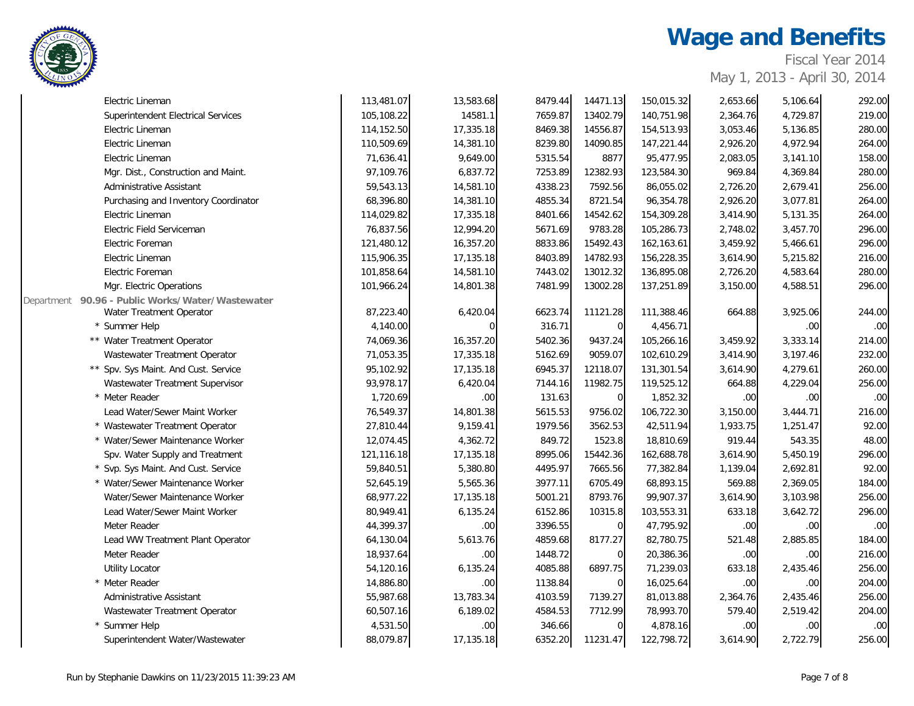# Wage and Benefits

Fiscal Year 2014

May 1, 2013 - April 30, 2014

| | | | | | | | | |
|---|---|---|---|---|---|---|---|---|
| Electric Lineman | 113,481.07 | 13,583.68 | 8479.44 | 14471.13 | 150,015.32 | 2,653.66 | 5,106.64 | 292.00 |
| Superintendent Electrical Services | 105,108.22 | 14581.1 | 7659.87 | 13402.79 | 140,751.98 | 2,364.76 | 4,729.87 | 219.00 |
| Electric Lineman | 114,152.50 | 17,335.18 | 8469.38 | 14556.87 | 154,513.93 | 3,053.46 | 5,136.85 | 280.00 |
| Electric Lineman | 110,509.69 | 14,381.10 | 8239.80 | 14090.85 | 147,221.44 | 2,926.20 | 4,972.94 | 264.00 |
| Electric Lineman | 71,636.41 | 9,649.00 | 5315.54 | 8877 | 95,477.95 | 2,083.05 | 3,141.10 | 158.00 |
| Mgr. Dist., Construction and Maint. | 97,109.76 | 6,837.72 | 7253.89 | 12382.93 | 123,584.30 | 969.84 | 4,369.84 | 280.00 |
| Administrative Assistant | 59,543.13 | 14,581.10 | 4338.23 | 7592.56 | 86,055.02 | 2,726.20 | 2,679.41 | 256.00 |
| Purchasing and Inventory Coordinator | 68,396.80 | 14,381.10 | 4855.34 | 8721.54 | 96,354.78 | 2,926.20 | 3,077.81 | 264.00 |
| Electric Lineman | 114,029.82 | 17,335.18 | 8401.66 | 14542.62 | 154,309.28 | 3,414.90 | 5,131.35 | 264.00 |
| Electric Field Serviceman | 76,837.56 | 12,994.20 | 5671.69 | 9783.28 | 105,286.73 | 2,748.02 | 3,457.70 | 296.00 |
| Electric Foreman | 121,480.12 | 16,357.20 | 8833.86 | 15492.43 | 162,163.61 | 3,459.92 | 5,466.61 | 296.00 |
| Electric Lineman | 115,906.35 | 17,135.18 | 8403.89 | 14782.93 | 156,228.35 | 3,614.90 | 5,215.82 | 216.00 |
| Electric Foreman | 101,858.64 | 14,581.10 | 7443.02 | 13012.32 | 136,895.08 | 2,726.20 | 4,583.64 | 280.00 |
| Mgr. Electric Operations | 101,966.24 | 14,801.38 | 7481.99 | 13002.28 | 137,251.89 | 3,150.00 | 4,588.51 | 296.00 |
| Department **90.96 - Public Works/Water/Wastewater** | | | | | | | | |
| Water Treatment Operator | 87,223.40 | 6,420.04 | 6623.74 | 11121.28 | 111,388.46 | 664.88 | 3,925.06 | 244.00 |
| * Summer Help | 4,140.00 | 0 | 316.71 | 0 | 4,456.71 | | .00 | .00 |
| ** Water Treatment Operator | 74,069.36 | 16,357.20 | 5402.36 | 9437.24 | 105,266.16 | 3,459.92 | 3,333.14 | 214.00 |
| Wastewater Treatment Operator | 71,053.35 | 17,335.18 | 5162.69 | 9059.07 | 102,610.29 | 3,414.90 | 3,197.46 | 232.00 |
| ** Spv. Sys Maint. And Cust. Service | 95,102.92 | 17,135.18 | 6945.37 | 12118.07 | 131,301.54 | 3,614.90 | 4,279.61 | 260.00 |
| Wastewater Treatment Supervisor | 93,978.17 | 6,420.04 | 7144.16 | 11982.75 | 119,525.12 | 664.88 | 4,229.04 | 256.00 |
| * Meter Reader | 1,720.69 | .00 | 131.63 | 0 | 1,852.32 | .00 | .00 | .00 |
| Lead Water/Sewer Maint Worker | 76,549.37 | 14,801.38 | 5615.53 | 9756.02 | 106,722.30 | 3,150.00 | 3,444.71 | 216.00 |
| * Wastewater Treatment Operator | 27,810.44 | 9,159.41 | 1979.56 | 3562.53 | 42,511.94 | 1,933.75 | 1,251.47 | 92.00 |
| * Water/Sewer Maintenance Worker | 12,074.45 | 4,362.72 | 849.72 | 1523.8 | 18,810.69 | 919.44 | 543.35 | 48.00 |
| Spv. Water Supply and Treatment | 121,116.18 | 17,135.18 | 8995.06 | 15442.36 | 162,688.78 | 3,614.90 | 5,450.19 | 296.00 |
| * Svp. Sys Maint. And Cust. Service | 59,840.51 | 5,380.80 | 4495.97 | 7665.56 | 77,382.84 | 1,139.04 | 2,692.81 | 92.00 |
| * Water/Sewer Maintenance Worker | 52,645.19 | 5,565.36 | 3977.11 | 6705.49 | 68,893.15 | 569.88 | 2,369.05 | 184.00 |
| Water/Sewer Maintenance Worker | 68,977.22 | 17,135.18 | 5001.21 | 8793.76 | 99,907.37 | 3,614.90 | 3,103.98 | 256.00 |
| Lead Water/Sewer Maint Worker | 80,949.41 | 6,135.24 | 6152.86 | 10315.8 | 103,553.31 | 633.18 | 3,642.72 | 296.00 |
| Meter Reader | 44,399.37 | .00 | 3396.55 | 0 | 47,795.92 | .00 | .00 | .00 |
| Lead WW Treatment Plant Operator | 64,130.04 | 5,613.76 | 4859.68 | 8177.27 | 82,780.75 | 521.48 | 2,885.85 | 184.00 |
| Meter Reader | 18,937.64 | .00 | 1448.72 | 0 | 20,386.36 | .00 | .00 | 216.00 |
| Utility Locator | 54,120.16 | 6,135.24 | 4085.88 | 6897.75 | 71,239.03 | 633.18 | 2,435.46 | 256.00 |
| * Meter Reader | 14,886.80 | .00 | 1138.84 | 0 | 16,025.64 | .00 | .00 | 204.00 |
| Administrative Assistant | 55,987.68 | 13,783.34 | 4103.59 | 7139.27 | 81,013.88 | 2,364.76 | 2,435.46 | 256.00 |
| Wastewater Treatment Operator | 60,507.16 | 6,189.02 | 4584.53 | 7712.99 | 78,993.70 | 579.40 | 2,519.42 | 204.00 |
| * Summer Help | 4,531.50 | .00 | 346.66 | 0 | 4,878.16 | .00 | .00 | .00 |
| Superintendent Water/Wastewater | 88,079.87 | 17,135.18 | 6352.20 | 11231.47 | 122,798.72 | 3,614.90 | 2,722.79 | 256.00 |

Run by Stephanie Dawkins on 11/23/2015 11:39:23 AM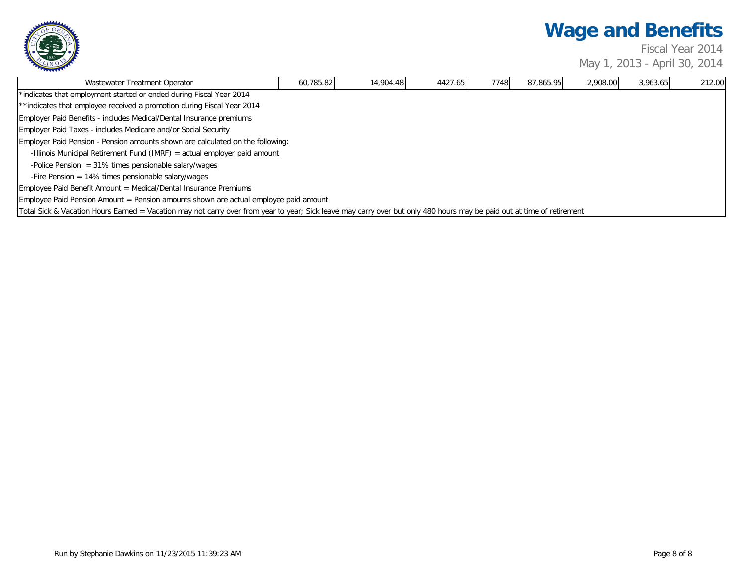# Wage and Benefits

Fiscal Year 2014

May 1, 2013 - April 30, 2014

| | | | | | | | | |
|---|---|---|---|---|---|---|---|---|
| Wastewater Treatment Operator | 60,785.82 | 14,904.48 | 4427.65 | 7748 | 87,865.95 | 2,908.00 | 3,963.65 | 212.00 |

*indicates that employment started or ended during Fiscal Year 2014

**indicates that employee received a promotion during Fiscal Year 2014

Employer Paid Benefits - includes Medical/Dental Insurance premiums

Employer Paid Taxes - includes Medicare and/or Social Security

Employer Paid Pension - Pension amounts shown are calculated on the following:

-Illinois Municipal Retirement Fund (IMRF) = actual employer paid amount

-Police Pension = 31% times pensionable salary/wages

-Fire Pension = 14% times pensionable salary/wages

Employee Paid Benefit Amount = Medical/Dental Insurance Premiums

Employee Paid Pension Amount = Pension amounts shown are actual employee paid amount

Total Sick & Vacation Hours Earned = Vacation may not carry over from year to year; Sick leave may carry over but only 480 hours may be paid out at time of retirement

Run by Stephanie Dawkins on 11/23/2015 11:39:23 AM